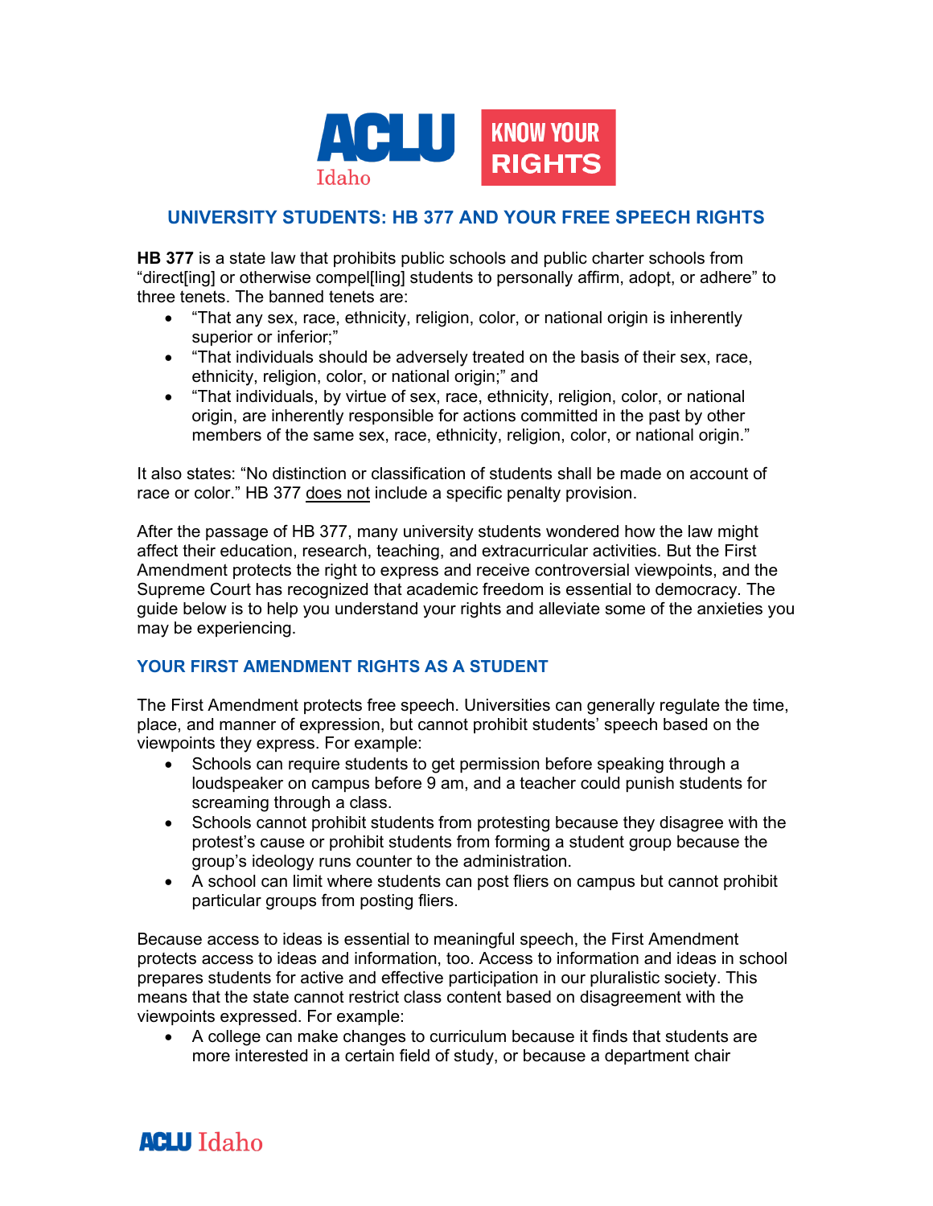ACLU Idaho

KNOW YOUR RIGHTS

## UNIVERSITY STUDENTS: HB 377 AND YOUR FREE SPEECH RIGHTS

**HB 377** is a state law that prohibits public schools and public charter schools from "direct[ing] or otherwise compel[ling] students to personally affirm, adopt, or adhere" to three tenets. The banned tenets are:

- "That any sex, race, ethnicity, religion, color, or national origin is inherently superior or inferior;"
- "That individuals should be adversely treated on the basis of their sex, race, ethnicity, religion, color, or national origin;" and
- "That individuals, by virtue of sex, race, ethnicity, religion, color, or national origin, are inherently responsible for actions committed in the past by other members of the same sex, race, ethnicity, religion, color, or national origin."

It also states: "No distinction or classification of students shall be made on account of race or color." HB 377 does not include a specific penalty provision.

After the passage of HB 377, many university students wondered how the law might affect their education, research, teaching, and extracurricular activities. But the First Amendment protects the right to express and receive controversial viewpoints, and the Supreme Court has recognized that academic freedom is essential to democracy. The guide below is to help you understand your rights and alleviate some of the anxieties you may be experiencing.

### YOUR FIRST AMENDMENT RIGHTS AS A STUDENT

The First Amendment protects free speech. Universities can generally regulate the time, place, and manner of expression, but cannot prohibit students' speech based on the viewpoints they express. For example:

- Schools can require students to get permission before speaking through a loudspeaker on campus before 9 am, and a teacher could punish students for screaming through a class.
- Schools cannot prohibit students from protesting because they disagree with the protest's cause or prohibit students from forming a student group because the group's ideology runs counter to the administration.
- A school can limit where students can post fliers on campus but cannot prohibit particular groups from posting fliers.

Because access to ideas is essential to meaningful speech, the First Amendment protects access to ideas and information, too. Access to information and ideas in school prepares students for active and effective participation in our pluralistic society. This means that the state cannot restrict class content based on disagreement with the viewpoints expressed. For example:

- A college can make changes to curriculum because it finds that students are more interested in a certain field of study, or because a department chair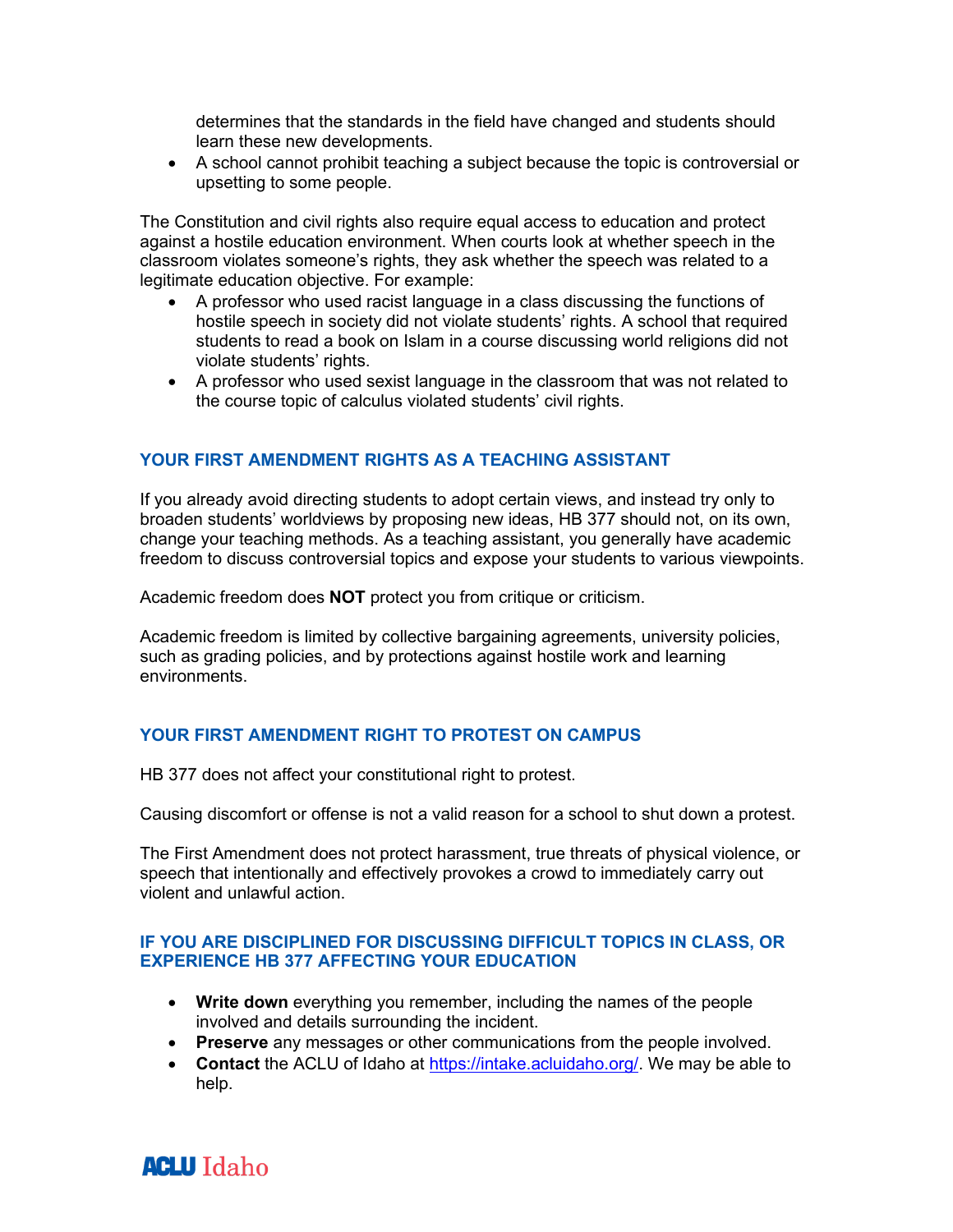determines that the standards in the field have changed and students should learn these new developments.
- A school cannot prohibit teaching a subject because the topic is controversial or upsetting to some people.

The Constitution and civil rights also require equal access to education and protect against a hostile education environment. When courts look at whether speech in the classroom violates someone's rights, they ask whether the speech was related to a legitimate education objective. For example:

- A professor who used racist language in a class discussing the functions of hostile speech in society did not violate students' rights. A school that required students to read a book on Islam in a course discussing world religions did not violate students' rights.
- A professor who used sexist language in the classroom that was not related to the course topic of calculus violated students' civil rights.

## YOUR FIRST AMENDMENT RIGHTS AS A TEACHING ASSISTANT

If you already avoid directing students to adopt certain views, and instead try only to broaden students' worldviews by proposing new ideas, HB 377 should not, on its own, change your teaching methods. As a teaching assistant, you generally have academic freedom to discuss controversial topics and expose your students to various viewpoints.

Academic freedom does **NOT** protect you from critique or criticism.

Academic freedom is limited by collective bargaining agreements, university policies, such as grading policies, and by protections against hostile work and learning environments.

## YOUR FIRST AMENDMENT RIGHT TO PROTEST ON CAMPUS

HB 377 does not affect your constitutional right to protest.

Causing discomfort or offense is not a valid reason for a school to shut down a protest.

The First Amendment does not protect harassment, true threats of physical violence, or speech that intentionally and effectively provokes a crowd to immediately carry out violent and unlawful action.

## IF YOU ARE DISCIPLINED FOR DISCUSSING DIFFICULT TOPICS IN CLASS, OR EXPERIENCE HB 377 AFFECTING YOUR EDUCATION

- **Write down** everything you remember, including the names of the people involved and details surrounding the incident.
- **Preserve** any messages or other communications from the people involved.
- **Contact** the ACLU of Idaho at [https://intake.acluidaho.org/](https://intake.acluidaho.org/). We may be able to help.

ACLU Idaho